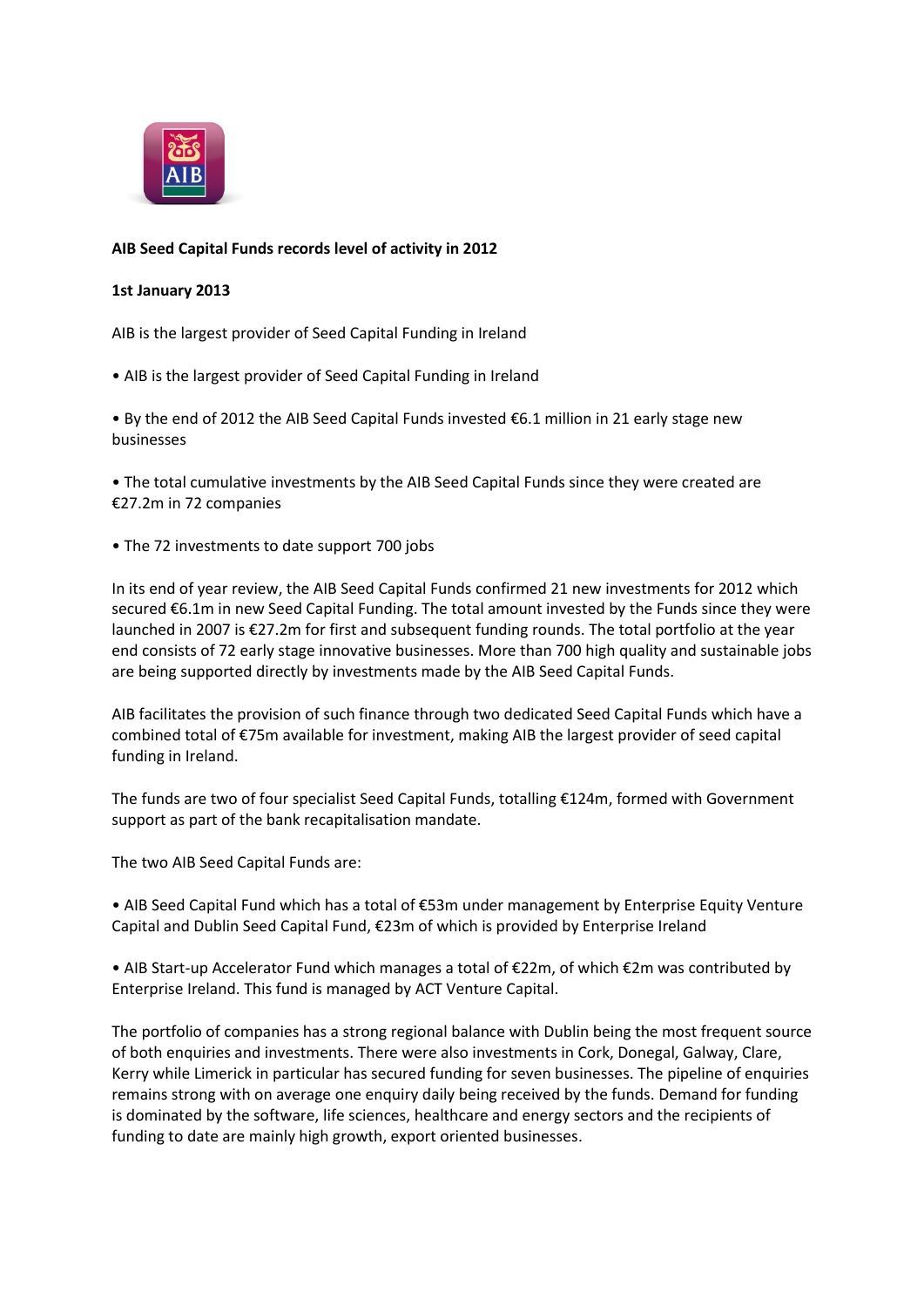**AIB Seed Capital Funds records level of activity in 2012**

**1st January 2013**

AIB is the largest provider of Seed Capital Funding in Ireland

• AIB is the largest provider of Seed Capital Funding in Ireland

• By the end of 2012 the AIB Seed Capital Funds invested €6.1 million in 21 early stage new businesses

• The total cumulative investments by the AIB Seed Capital Funds since they were created are €27.2m in 72 companies

• The 72 investments to date support 700 jobs

In its end of year review, the AIB Seed Capital Funds confirmed 21 new investments for 2012 which secured €6.1m in new Seed Capital Funding. The total amount invested by the Funds since they were launched in 2007 is €27.2m for first and subsequent funding rounds. The total portfolio at the year end consists of 72 early stage innovative businesses. More than 700 high quality and sustainable jobs are being supported directly by investments made by the AIB Seed Capital Funds.

AIB facilitates the provision of such finance through two dedicated Seed Capital Funds which have a combined total of €75m available for investment, making AIB the largest provider of seed capital funding in Ireland.

The funds are two of four specialist Seed Capital Funds, totalling €124m, formed with Government support as part of the bank recapitalisation mandate.

The two AIB Seed Capital Funds are:

• AIB Seed Capital Fund which has a total of €53m under management by Enterprise Equity Venture Capital and Dublin Seed Capital Fund, €23m of which is provided by Enterprise Ireland

• AIB Start-up Accelerator Fund which manages a total of €22m, of which €2m was contributed by Enterprise Ireland. This fund is managed by ACT Venture Capital.

The portfolio of companies has a strong regional balance with Dublin being the most frequent source of both enquiries and investments. There were also investments in Cork, Donegal, Galway, Clare, Kerry while Limerick in particular has secured funding for seven businesses. The pipeline of enquiries remains strong with on average one enquiry daily being received by the funds. Demand for funding is dominated by the software, life sciences, healthcare and energy sectors and the recipients of funding to date are mainly high growth, export oriented businesses.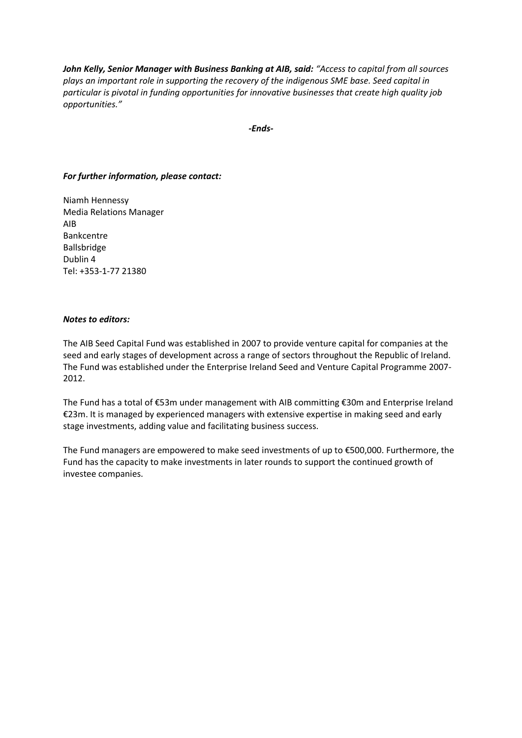***John Kelly, Senior Manager with Business Banking at AIB, said:*** *"Access to capital from all sources plays an important role in supporting the recovery of the indigenous SME base. Seed capital in particular is pivotal in funding opportunities for innovative businesses that create high quality job opportunities."*

***-Ends-***

***For further information, please contact:***

Niamh Hennessy  
Media Relations Manager  
AIB  
Bankcentre  
Ballsbridge  
Dublin 4  
Tel: +353-1-77 21380

***Notes to editors:***

The AIB Seed Capital Fund was established in 2007 to provide venture capital for companies at the seed and early stages of development across a range of sectors throughout the Republic of Ireland. The Fund was established under the Enterprise Ireland Seed and Venture Capital Programme 2007-2012.

The Fund has a total of €53m under management with AIB committing €30m and Enterprise Ireland €23m. It is managed by experienced managers with extensive expertise in making seed and early stage investments, adding value and facilitating business success.

The Fund managers are empowered to make seed investments of up to €500,000. Furthermore, the Fund has the capacity to make investments in later rounds to support the continued growth of investee companies.